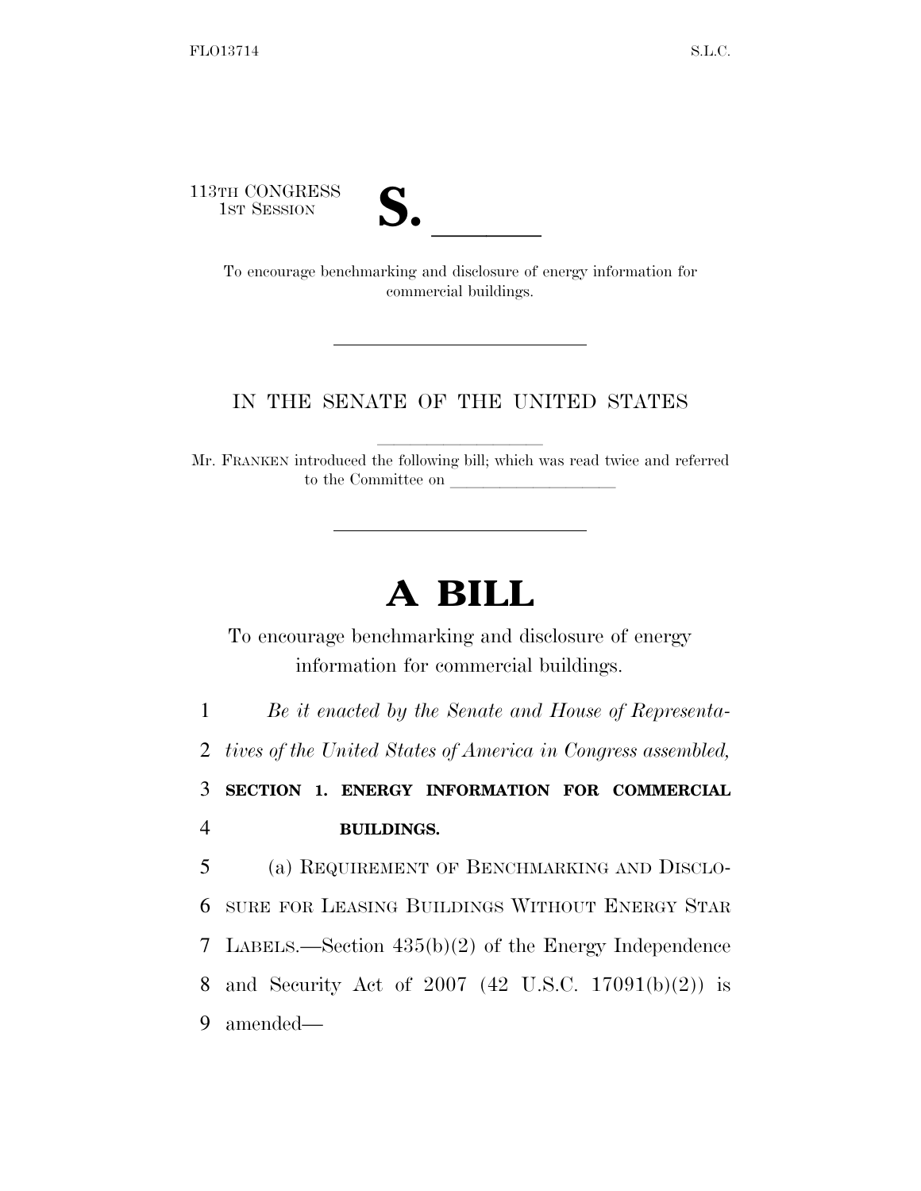113TH CONGRESS
1ST SESSION

# S. \_\_\_\_\_\_

To encourage benchmarking and disclosure of energy information for commercial buildings.

---

IN THE SENATE OF THE UNITED STATES

Mr. FRANKEN introduced the following bill; which was read twice and referred to the Committee on \_\_\_\_\_\_\_\_\_\_\_\_\_\_\_\_\_\_\_\_

---

# A BILL

To encourage benchmarking and disclosure of energy information for commercial buildings.

1 *Be it enacted by the Senate and House of Representa-*
2 *tives of the United States of America in Congress assembled,*

3 **SECTION 1. ENERGY INFORMATION FOR COMMERCIAL**
4 **BUILDINGS.**

5 (a) REQUIREMENT OF BENCHMARKING AND DISCLO-
6 SURE FOR LEASING BUILDINGS WITHOUT ENERGY STAR
7 LABELS.—Section 435(b)(2) of the Energy Independence
8 and Security Act of 2007 (42 U.S.C. 17091(b)(2)) is
9 amended—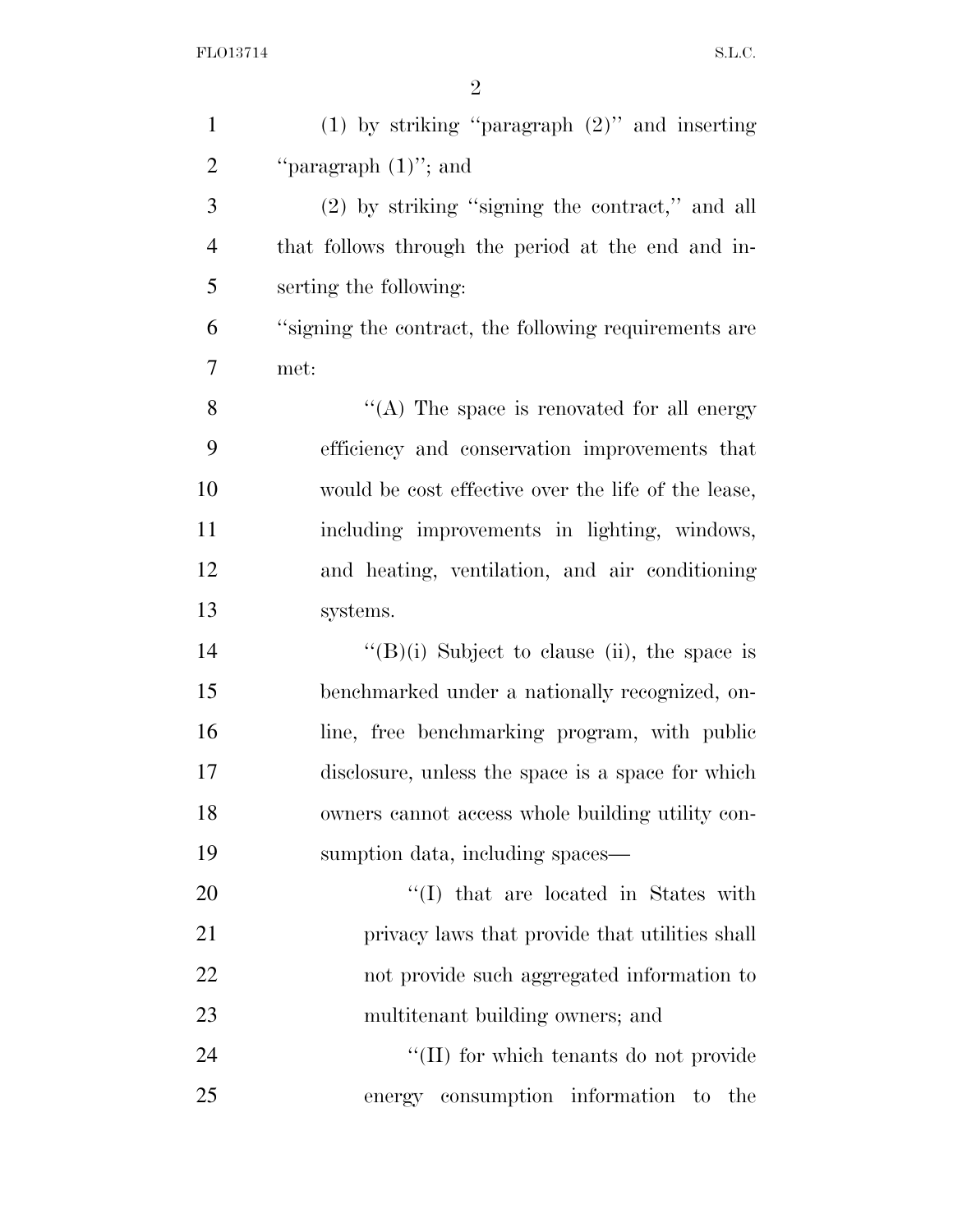(1) by striking "paragraph (2)" and inserting "paragraph (1)"; and

(2) by striking "signing the contract," and all that follows through the period at the end and inserting the following:

"signing the contract, the following requirements are met:

"(A) The space is renovated for all energy efficiency and conservation improvements that would be cost effective over the life of the lease, including improvements in lighting, windows, and heating, ventilation, and air conditioning systems.

"(B)(i) Subject to clause (ii), the space is benchmarked under a nationally recognized, online, free benchmarking program, with public disclosure, unless the space is a space for which owners cannot access whole building utility consumption data, including spaces—

"(I) that are located in States with privacy laws that provide that utilities shall not provide such aggregated information to multitenant building owners; and

"(II) for which tenants do not provide energy consumption information to the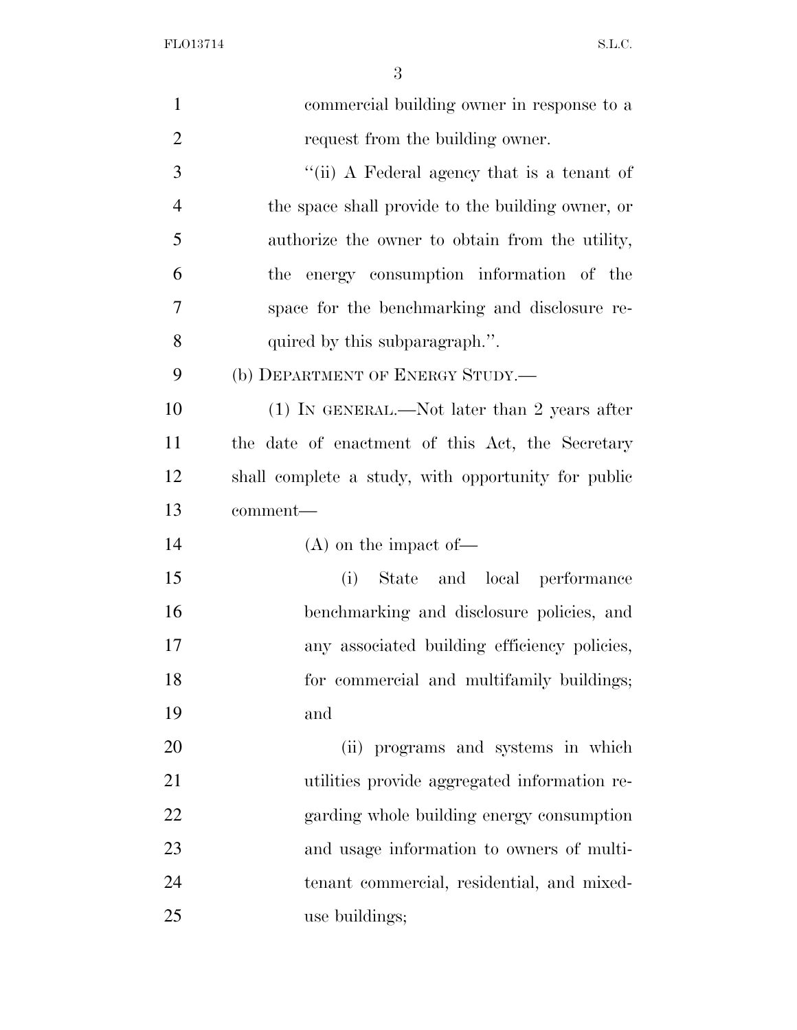commercial building owner in response to a request from the building owner.

"(ii) A Federal agency that is a tenant of the space shall provide to the building owner, or authorize the owner to obtain from the utility, the energy consumption information of the space for the benchmarking and disclosure required by this subparagraph.".

(b) DEPARTMENT OF ENERGY STUDY.—

(1) IN GENERAL.—Not later than 2 years after the date of enactment of this Act, the Secretary shall complete a study, with opportunity for public comment—

(A) on the impact of—

(i) State and local performance benchmarking and disclosure policies, and any associated building efficiency policies, for commercial and multifamily buildings; and

(ii) programs and systems in which utilities provide aggregated information regarding whole building energy consumption and usage information to owners of multi-tenant commercial, residential, and mixed-use buildings;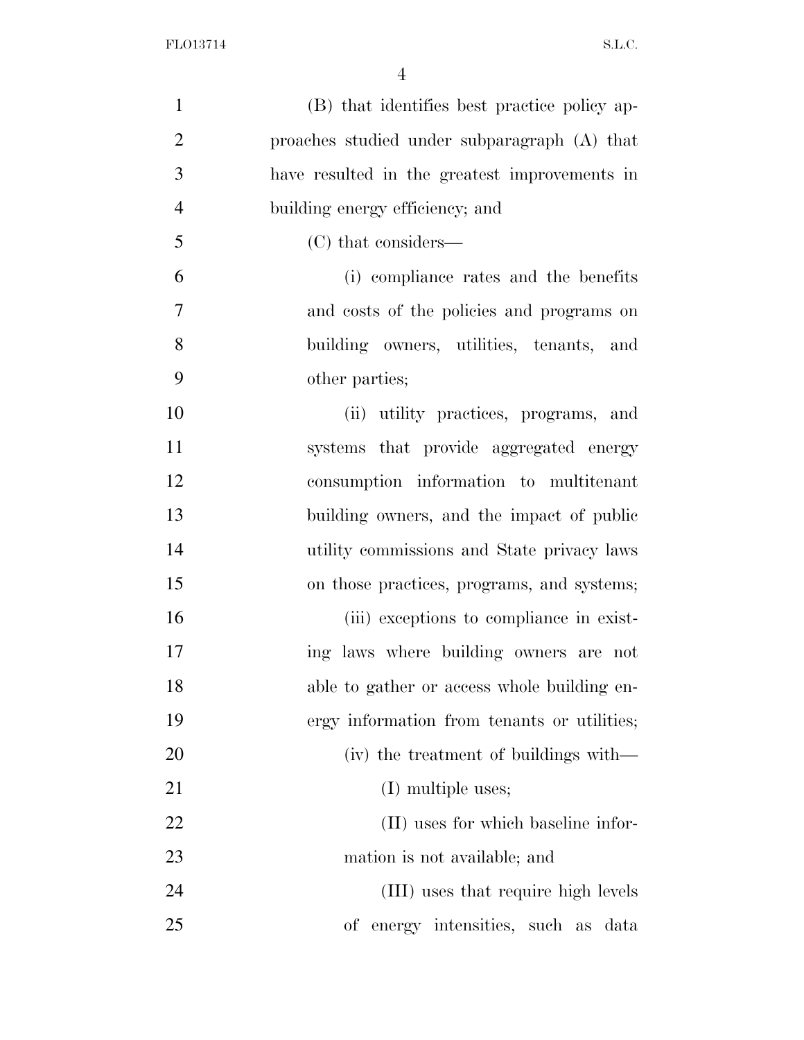(B) that identifies best practice policy approaches studied under subparagraph (A) that have resulted in the greatest improvements in building energy efficiency; and

(C) that considers—

(i) compliance rates and the benefits and costs of the policies and programs on building owners, utilities, tenants, and other parties;

(ii) utility practices, programs, and systems that provide aggregated energy consumption information to multitenant building owners, and the impact of public utility commissions and State privacy laws on those practices, programs, and systems;

(iii) exceptions to compliance in existing laws where building owners are not able to gather or access whole building energy information from tenants or utilities;

(iv) the treatment of buildings with—

(I) multiple uses;

(II) uses for which baseline information is not available; and

(III) uses that require high levels of energy intensities, such as data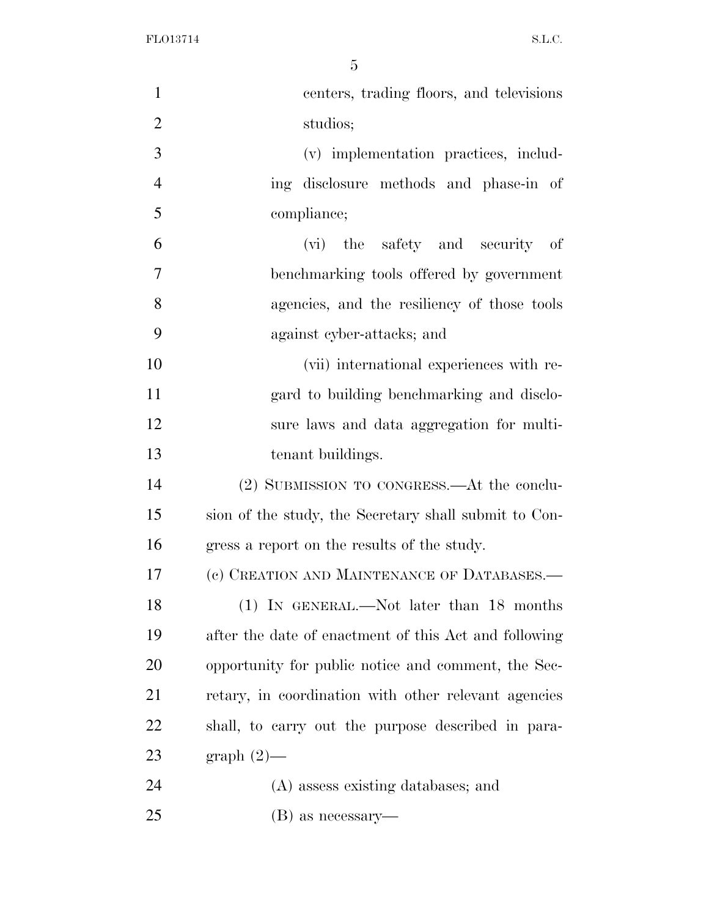centers, trading floors, and televisions studios;

(v) implementation practices, including disclosure methods and phase-in of compliance;

(vi) the safety and security of benchmarking tools offered by government agencies, and the resiliency of those tools against cyber-attacks; and

(vii) international experiences with regard to building benchmarking and disclosure laws and data aggregation for multi-tenant buildings.

(2) SUBMISSION TO CONGRESS.—At the conclusion of the study, the Secretary shall submit to Congress a report on the results of the study.

(c) CREATION AND MAINTENANCE OF DATABASES.—

(1) IN GENERAL.—Not later than 18 months after the date of enactment of this Act and following opportunity for public notice and comment, the Secretary, in coordination with other relevant agencies shall, to carry out the purpose described in paragraph (2)—

(A) assess existing databases; and

(B) as necessary—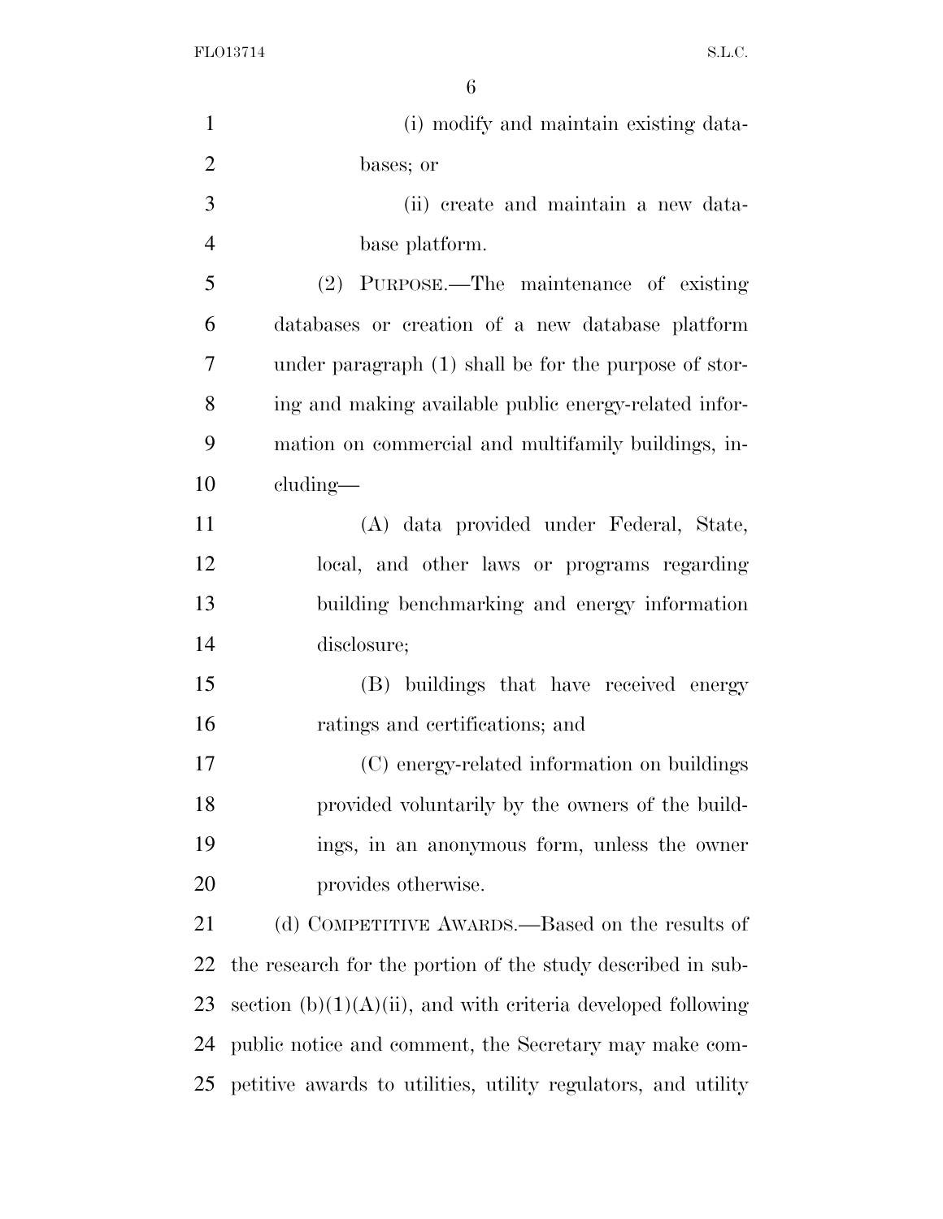(i) modify and maintain existing databases; or

(ii) create and maintain a new database platform.

(2) PURPOSE.—The maintenance of existing databases or creation of a new database platform under paragraph (1) shall be for the purpose of storing and making available public energy-related information on commercial and multifamily buildings, including—

(A) data provided under Federal, State, local, and other laws or programs regarding building benchmarking and energy information disclosure;

(B) buildings that have received energy ratings and certifications; and

(C) energy-related information on buildings provided voluntarily by the owners of the buildings, in an anonymous form, unless the owner provides otherwise.

(d) COMPETITIVE AWARDS.—Based on the results of the research for the portion of the study described in subsection (b)(1)(A)(ii), and with criteria developed following public notice and comment, the Secretary may make competitive awards to utilities, utility regulators, and utility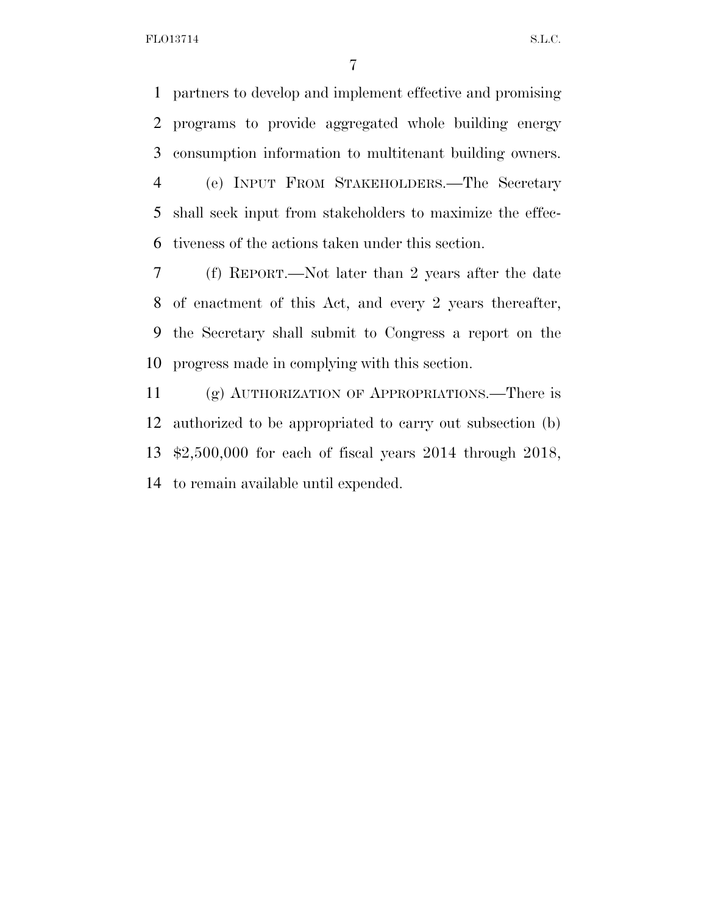partners to develop and implement effective and promising programs to provide aggregated whole building energy consumption information to multitenant building owners.

(e) INPUT FROM STAKEHOLDERS.—The Secretary shall seek input from stakeholders to maximize the effectiveness of the actions taken under this section.

(f) REPORT.—Not later than 2 years after the date of enactment of this Act, and every 2 years thereafter, the Secretary shall submit to Congress a report on the progress made in complying with this section.

(g) AUTHORIZATION OF APPROPRIATIONS.—There is authorized to be appropriated to carry out subsection (b) $2,500,000 for each of fiscal years 2014 through 2018, to remain available until expended.